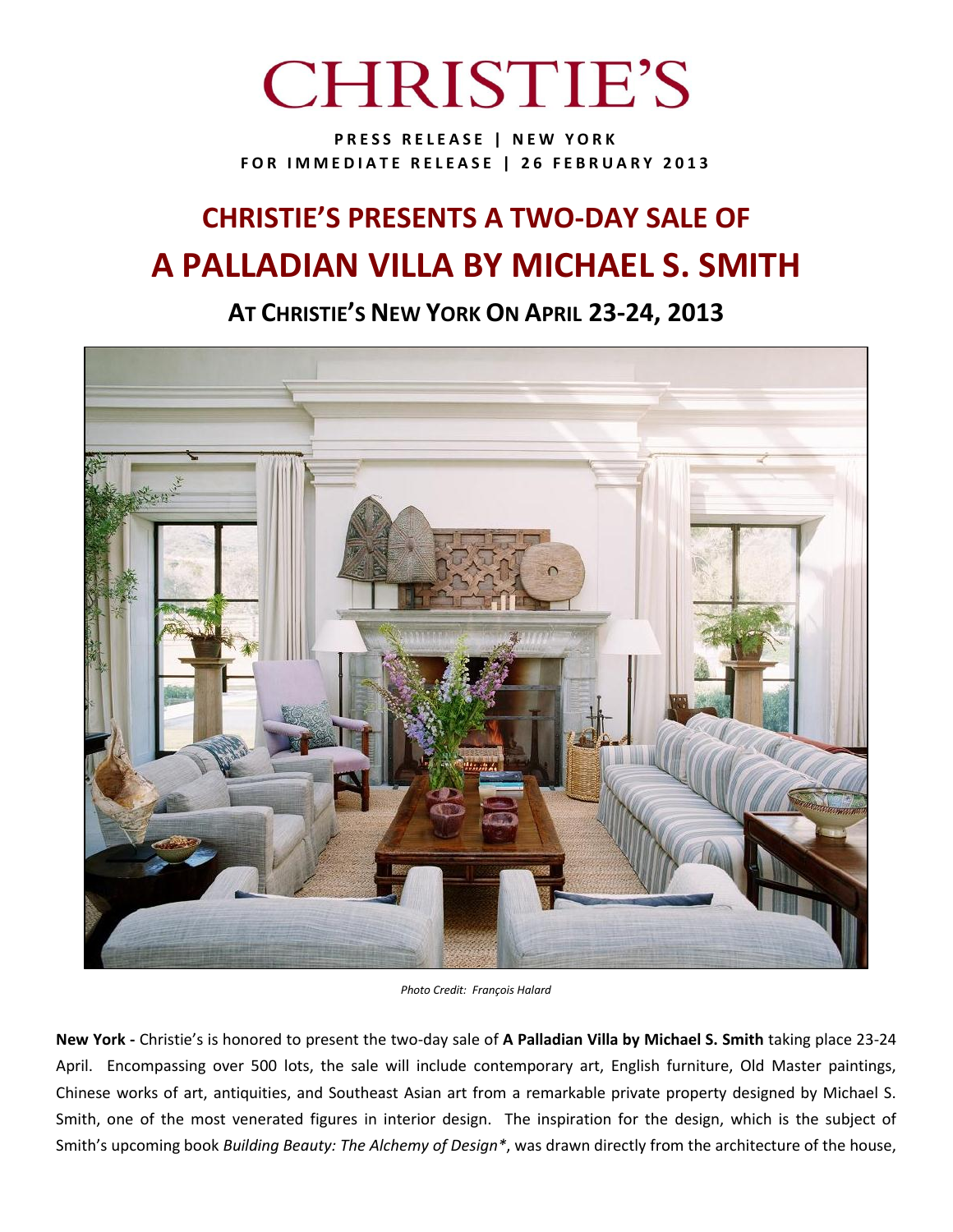# CHRISTIE'S

**PRESS RELEASE | NEW YORK**
**FOR IMMEDIATE RELEASE | 26 FEBRUARY 2013**

# CHRISTIE'S PRESENTS A TWO-DAY SALE OF A PALLADIAN VILLA BY MICHAEL S. SMITH

## AT CHRISTIE'S NEW YORK ON APRIL 23-24, 2013

*Photo Credit: François Halard*

**New York -** Christie's is honored to present the two-day sale of **A Palladian Villa by Michael S. Smith** taking place 23-24 April. Encompassing over 500 lots, the sale will include contemporary art, English furniture, Old Master paintings, Chinese works of art, antiquities, and Southeast Asian art from a remarkable private property designed by Michael S. Smith, one of the most venerated figures in interior design. The inspiration for the design, which is the subject of Smith's upcoming book *Building Beauty: The Alchemy of Design\**, was drawn directly from the architecture of the house,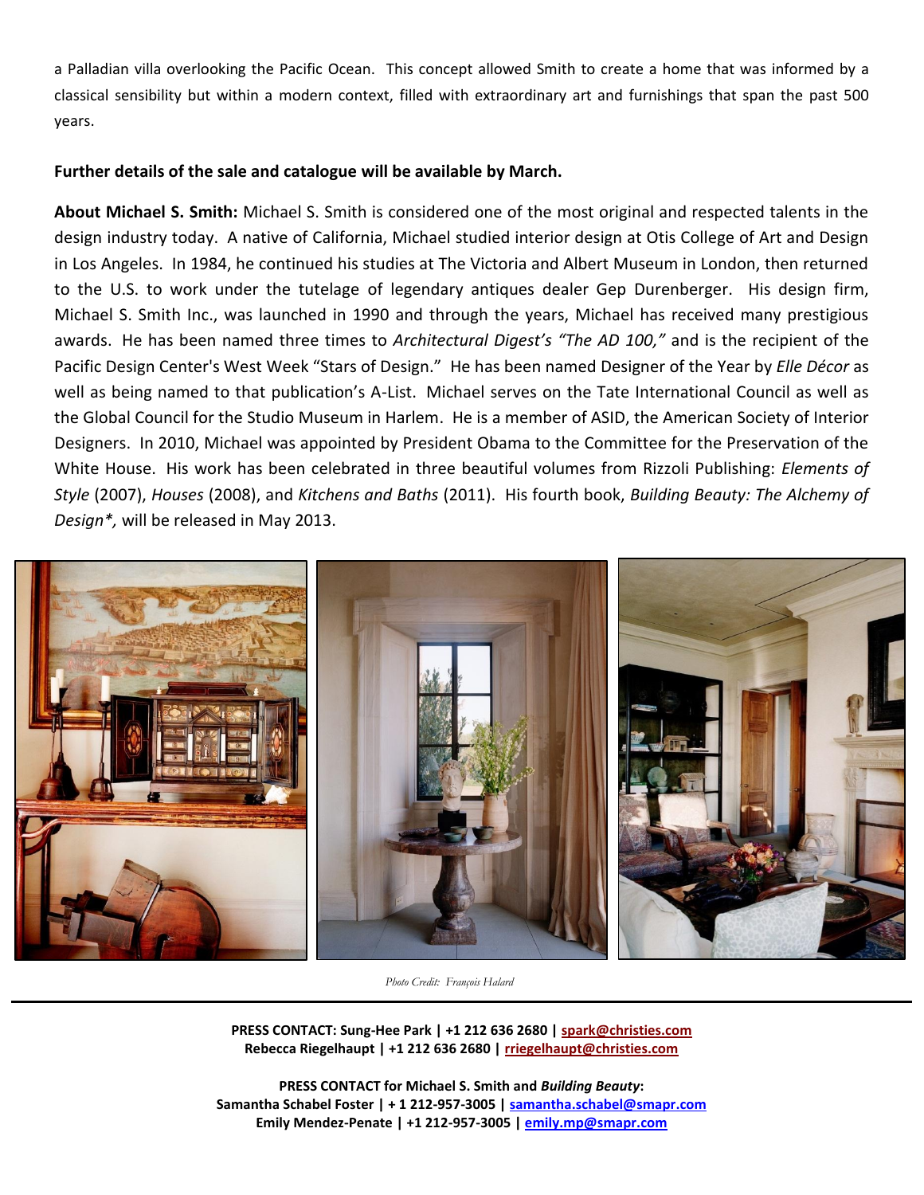a Palladian villa overlooking the Pacific Ocean. This concept allowed Smith to create a home that was informed by a classical sensibility but within a modern context, filled with extraordinary art and furnishings that span the past 500 years.

**Further details of the sale and catalogue will be available by March.**

**About Michael S. Smith:** Michael S. Smith is considered one of the most original and respected talents in the design industry today. A native of California, Michael studied interior design at Otis College of Art and Design in Los Angeles. In 1984, he continued his studies at The Victoria and Albert Museum in London, then returned to the U.S. to work under the tutelage of legendary antiques dealer Gep Durenberger. His design firm, Michael S. Smith Inc., was launched in 1990 and through the years, Michael has received many prestigious awards. He has been named three times to *Architectural Digest's "The AD 100,"* and is the recipient of the Pacific Design Center's West Week "Stars of Design." He has been named Designer of the Year by *Elle Décor* as well as being named to that publication's A-List. Michael serves on the Tate International Council as well as the Global Council for the Studio Museum in Harlem. He is a member of ASID, the American Society of Interior Designers. In 2010, Michael was appointed by President Obama to the Committee for the Preservation of the White House. His work has been celebrated in three beautiful volumes from Rizzoli Publishing: *Elements of Style* (2007), *Houses* (2008), and *Kitchens and Baths* (2011). His fourth book, *Building Beauty: The Alchemy of Design*\*, will be released in May 2013.

*Photo Credit: François Halard*

**PRESS CONTACT: Sung-Hee Park | +1 212 636 2680 | spark@christies.com**
**Rebecca Riegelhaupt | +1 212 636 2680 | rriegelhaupt@christies.com**

**PRESS CONTACT for Michael S. Smith and *Building Beauty*:**
**Samantha Schabel Foster | + 1 212-957-3005 | samantha.schabel@smapr.com**
**Emily Mendez-Penate | +1 212-957-3005 | emily.mp@smapr.com**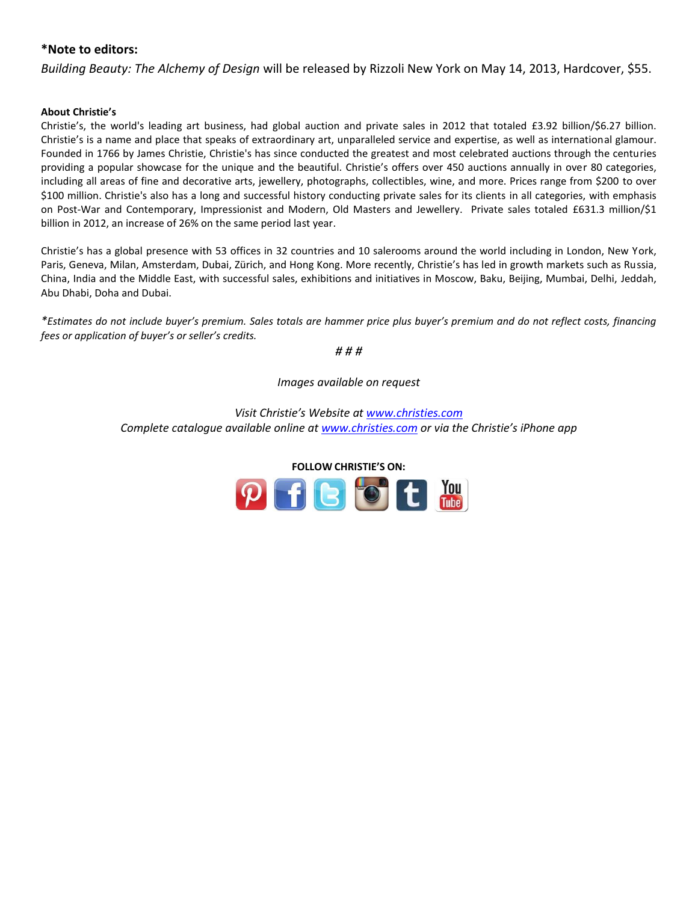**\*Note to editors:**

*Building Beauty: The Alchemy of Design* will be released by Rizzoli New York on May 14, 2013, Hardcover, $55.

**About Christie's**

Christie's, the world's leading art business, had global auction and private sales in 2012 that totaled £3.92 billion/$6.27 billion. Christie's is a name and place that speaks of extraordinary art, unparalleled service and expertise, as well as international glamour. Founded in 1766 by James Christie, Christie's has since conducted the greatest and most celebrated auctions through the centuries providing a popular showcase for the unique and the beautiful. Christie's offers over 450 auctions annually in over 80 categories, including all areas of fine and decorative arts, jewellery, photographs, collectibles, wine, and more. Prices range from $200 to over $100 million. Christie's also has a long and successful history conducting private sales for its clients in all categories, with emphasis on Post-War and Contemporary, Impressionist and Modern, Old Masters and Jewellery. Private sales totaled £631.3 million/$1 billion in 2012, an increase of 26% on the same period last year.

Christie's has a global presence with 53 offices in 32 countries and 10 salerooms around the world including in London, New York, Paris, Geneva, Milan, Amsterdam, Dubai, Zürich, and Hong Kong. More recently, Christie's has led in growth markets such as Russia, China, India and the Middle East, with successful sales, exhibitions and initiatives in Moscow, Baku, Beijing, Mumbai, Delhi, Jeddah, Abu Dhabi, Doha and Dubai.

*\*Estimates do not include buyer's premium. Sales totals are hammer price plus buyer's premium and do not reflect costs, financing fees or application of buyer's or seller's credits.*

# # #

*Images available on request*

*Visit Christie's Website at [www.christies.com](http://www.christies.com)*
*Complete catalogue available online at [www.christies.com](http://www.christies.com) or via the Christie's iPhone app*

**FOLLOW CHRISTIE'S ON:**